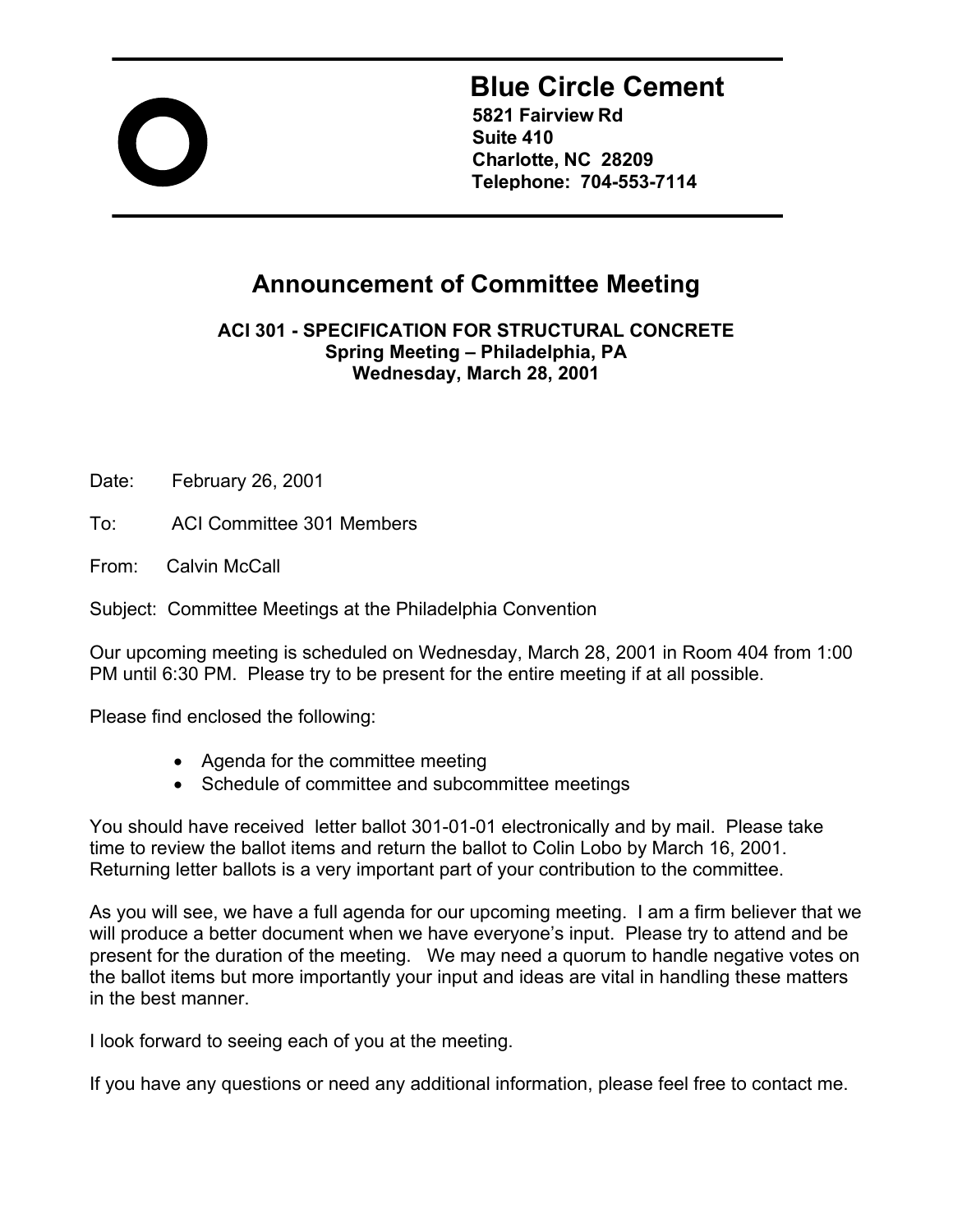# Blue Circle Cement

**5821 Fairview Rd**
**Suite 410**
**Charlotte, NC 28209**
**Telephone: 704-553-7114**

## Announcement of Committee Meeting

**ACI 301 - SPECIFICATION FOR STRUCTURAL CONCRETE**
**Spring Meeting – Philadelphia, PA**
**Wednesday, March 28, 2001**

Date: February 26, 2001

To: ACI Committee 301 Members

From: Calvin McCall

Subject: Committee Meetings at the Philadelphia Convention

Our upcoming meeting is scheduled on Wednesday, March 28, 2001 in Room 404 from 1:00 PM until 6:30 PM. Please try to be present for the entire meeting if at all possible.

Please find enclosed the following:

- Agenda for the committee meeting
- Schedule of committee and subcommittee meetings

You should have received letter ballot 301-01-01 electronically and by mail. Please take time to review the ballot items and return the ballot to Colin Lobo by March 16, 2001. Returning letter ballots is a very important part of your contribution to the committee.

As you will see, we have a full agenda for our upcoming meeting. I am a firm believer that we will produce a better document when we have everyone's input. Please try to attend and be present for the duration of the meeting. We may need a quorum to handle negative votes on the ballot items but more importantly your input and ideas are vital in handling these matters in the best manner.

I look forward to seeing each of you at the meeting.

If you have any questions or need any additional information, please feel free to contact me.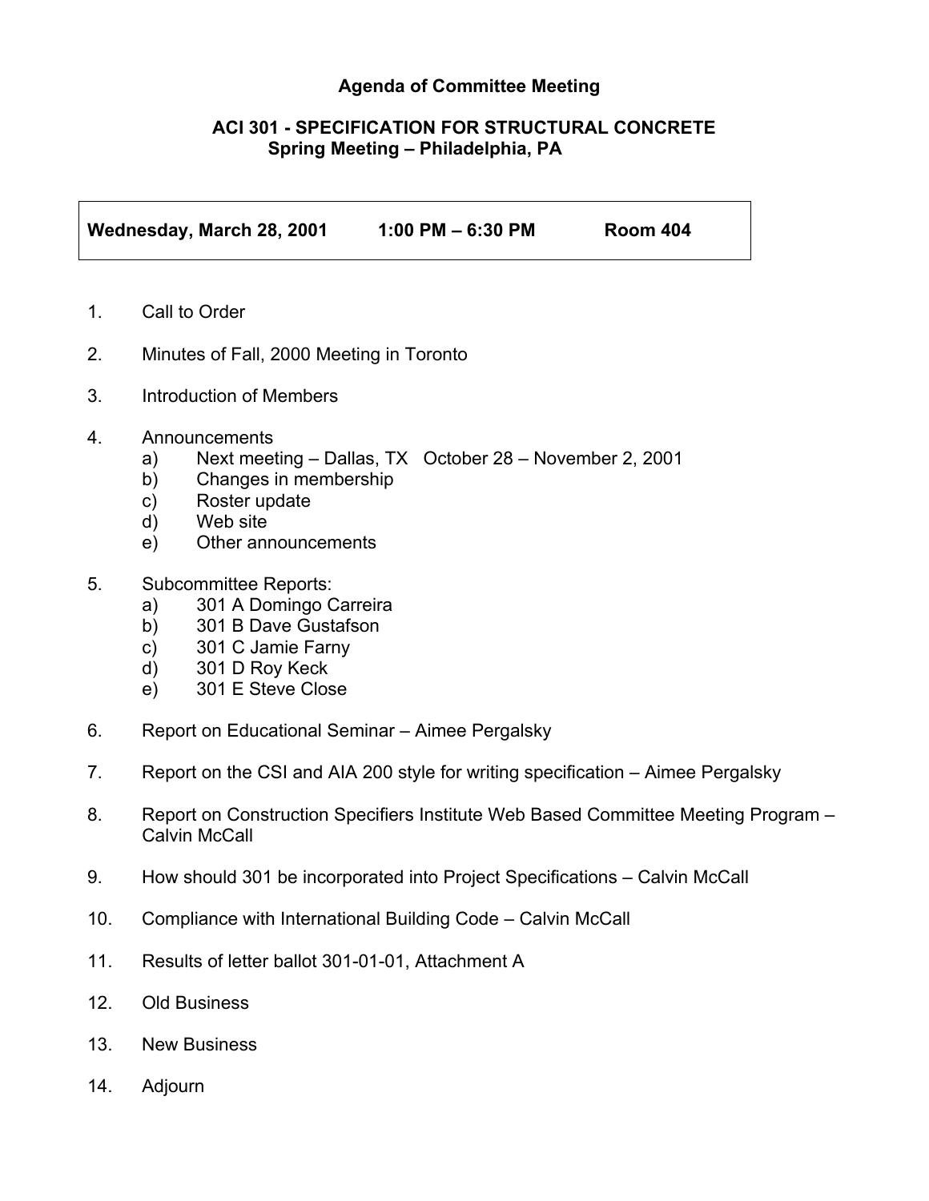## Agenda of Committee Meeting

### ACI 301 - SPECIFICATION FOR STRUCTURAL CONCRETE
### Spring Meeting – Philadelphia, PA

| **Wednesday, March 28, 2001** | **1:00 PM – 6:30 PM** | **Room 404** |
|---|---|---|

1. Call to Order

2. Minutes of Fall, 2000 Meeting in Toronto

3. Introduction of Members

4. Announcements
    a) Next meeting – Dallas, TX October 28 – November 2, 2001
    b) Changes in membership
    c) Roster update
    d) Web site
    e) Other announcements

5. Subcommittee Reports:
    a) 301 A Domingo Carreira
    b) 301 B Dave Gustafson
    c) 301 C Jamie Farny
    d) 301 D Roy Keck
    e) 301 E Steve Close

6. Report on Educational Seminar – Aimee Pergalsky

7. Report on the CSI and AIA 200 style for writing specification – Aimee Pergalsky

8. Report on Construction Specifiers Institute Web Based Committee Meeting Program – Calvin McCall

9. How should 301 be incorporated into Project Specifications – Calvin McCall

10. Compliance with International Building Code – Calvin McCall

11. Results of letter ballot 301-01-01, Attachment A

12. Old Business

13. New Business

14. Adjourn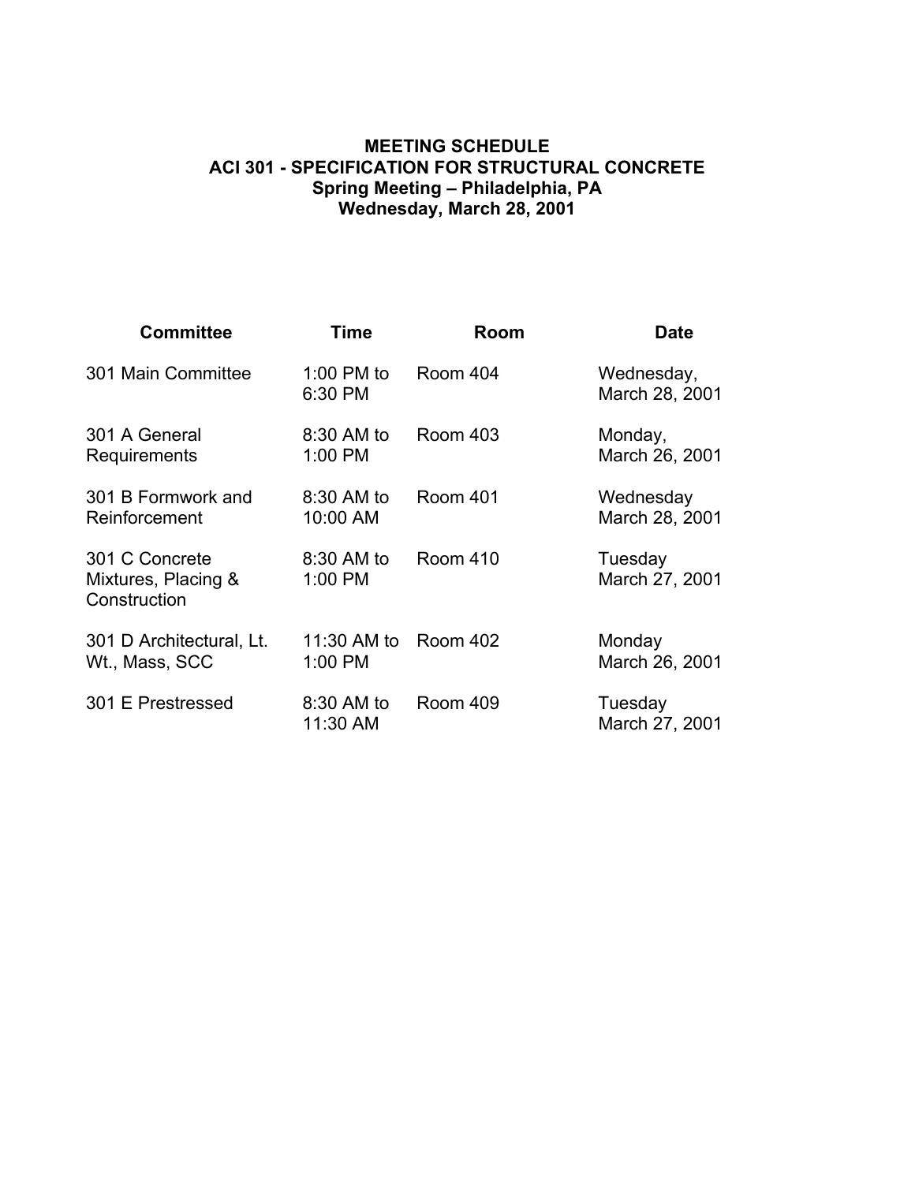**MEETING SCHEDULE**
**ACI 301 - SPECIFICATION FOR STRUCTURAL CONCRETE**
**Spring Meeting – Philadelphia, PA**
**Wednesday, March 28, 2001**

| Committee | Time | Room | Date |
|---|---|---|---|
| 301 Main Committee | 1:00 PM to 6:30 PM | Room 404 | Wednesday, March 28, 2001 |
| 301 A General Requirements | 8:30 AM to 1:00 PM | Room 403 | Monday, March 26, 2001 |
| 301 B Formwork and Reinforcement | 8:30 AM to 10:00 AM | Room 401 | Wednesday March 28, 2001 |
| 301 C Concrete Mixtures, Placing & Construction | 8:30 AM to 1:00 PM | Room 410 | Tuesday March 27, 2001 |
| 301 D Architectural, Lt. Wt., Mass, SCC | 11:30 AM to 1:00 PM | Room 402 | Monday March 26, 2001 |
| 301 E Prestressed | 8:30 AM to 11:30 AM | Room 409 | Tuesday March 27, 2001 |